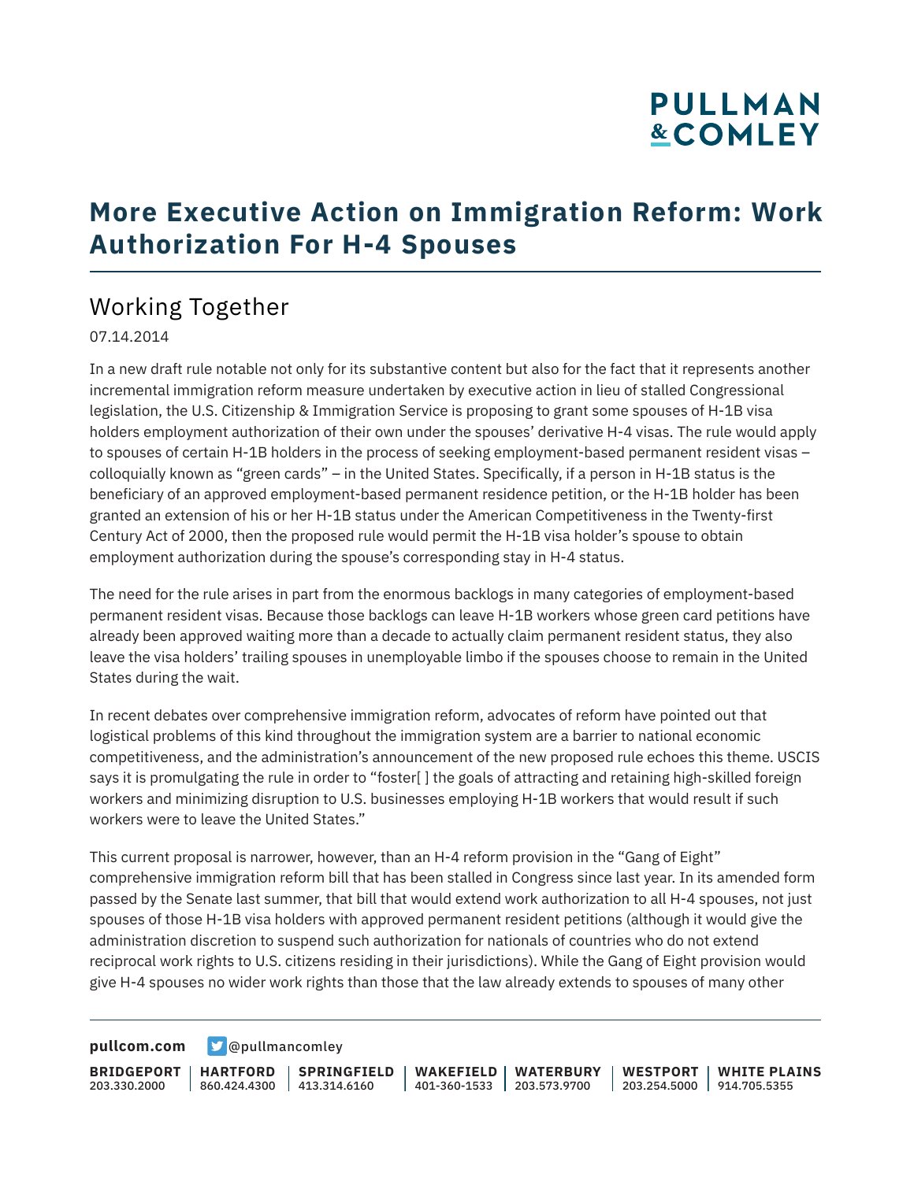# More Executive Action on Immigration Reform: Work Authorization For H-4 Spouses

## Working Together

07.14.2014

In a new draft rule notable not only for its substantive content but also for the fact that it represents another incremental immigration reform measure undertaken by executive action in lieu of stalled Congressional legislation, the U.S. Citizenship & Immigration Service is proposing to grant some spouses of H-1B visa holders employment authorization of their own under the spouses' derivative H-4 visas. The rule would apply to spouses of certain H-1B holders in the process of seeking employment-based permanent resident visas – colloquially known as "green cards" – in the United States. Specifically, if a person in H-1B status is the beneficiary of an approved employment-based permanent residence petition, or the H-1B holder has been granted an extension of his or her H-1B status under the American Competitiveness in the Twenty-first Century Act of 2000, then the proposed rule would permit the H-1B visa holder's spouse to obtain employment authorization during the spouse's corresponding stay in H-4 status.

The need for the rule arises in part from the enormous backlogs in many categories of employment-based permanent resident visas. Because those backlogs can leave H-1B workers whose green card petitions have already been approved waiting more than a decade to actually claim permanent resident status, they also leave the visa holders' trailing spouses in unemployable limbo if the spouses choose to remain in the United States during the wait.

In recent debates over comprehensive immigration reform, advocates of reform have pointed out that logistical problems of this kind throughout the immigration system are a barrier to national economic competitiveness, and the administration's announcement of the new proposed rule echoes this theme. USCIS says it is promulgating the rule in order to "foster[ ] the goals of attracting and retaining high-skilled foreign workers and minimizing disruption to U.S. businesses employing H-1B workers that would result if such workers were to leave the United States."

This current proposal is narrower, however, than an H-4 reform provision in the "Gang of Eight" comprehensive immigration reform bill that has been stalled in Congress since last year. In its amended form passed by the Senate last summer, that bill that would extend work authorization to all H-4 spouses, not just spouses of those H-1B visa holders with approved permanent resident petitions (although it would give the administration discretion to suspend such authorization for nationals of countries who do not extend reciprocal work rights to U.S. citizens residing in their jurisdictions). While the Gang of Eight provision would give H-4 spouses no wider work rights than those that the law already extends to spouses of many other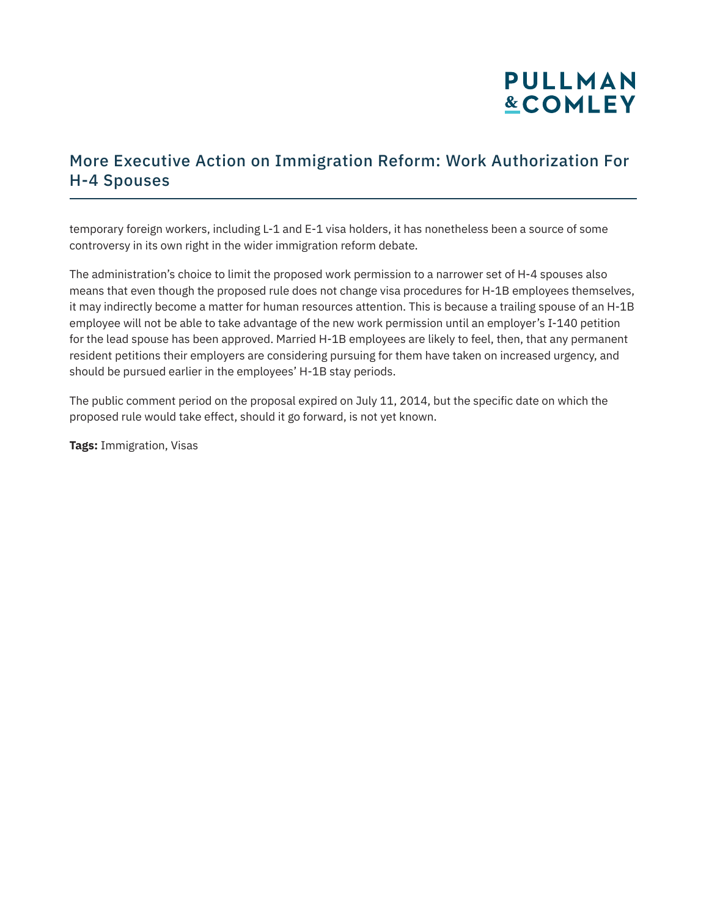temporary foreign workers, including L-1 and E-1 visa holders, it has nonetheless been a source of some controversy in its own right in the wider immigration reform debate.

The administration's choice to limit the proposed work permission to a narrower set of H-4 spouses also means that even though the proposed rule does not change visa procedures for H-1B employees themselves, it may indirectly become a matter for human resources attention. This is because a trailing spouse of an H-1B employee will not be able to take advantage of the new work permission until an employer's I-140 petition for the lead spouse has been approved. Married H-1B employees are likely to feel, then, that any permanent resident petitions their employers are considering pursuing for them have taken on increased urgency, and should be pursued earlier in the employees' H-1B stay periods.

The public comment period on the proposal expired on July 11, 2014, but the specific date on which the proposed rule would take effect, should it go forward, is not yet known.

**Tags:** Immigration, Visas